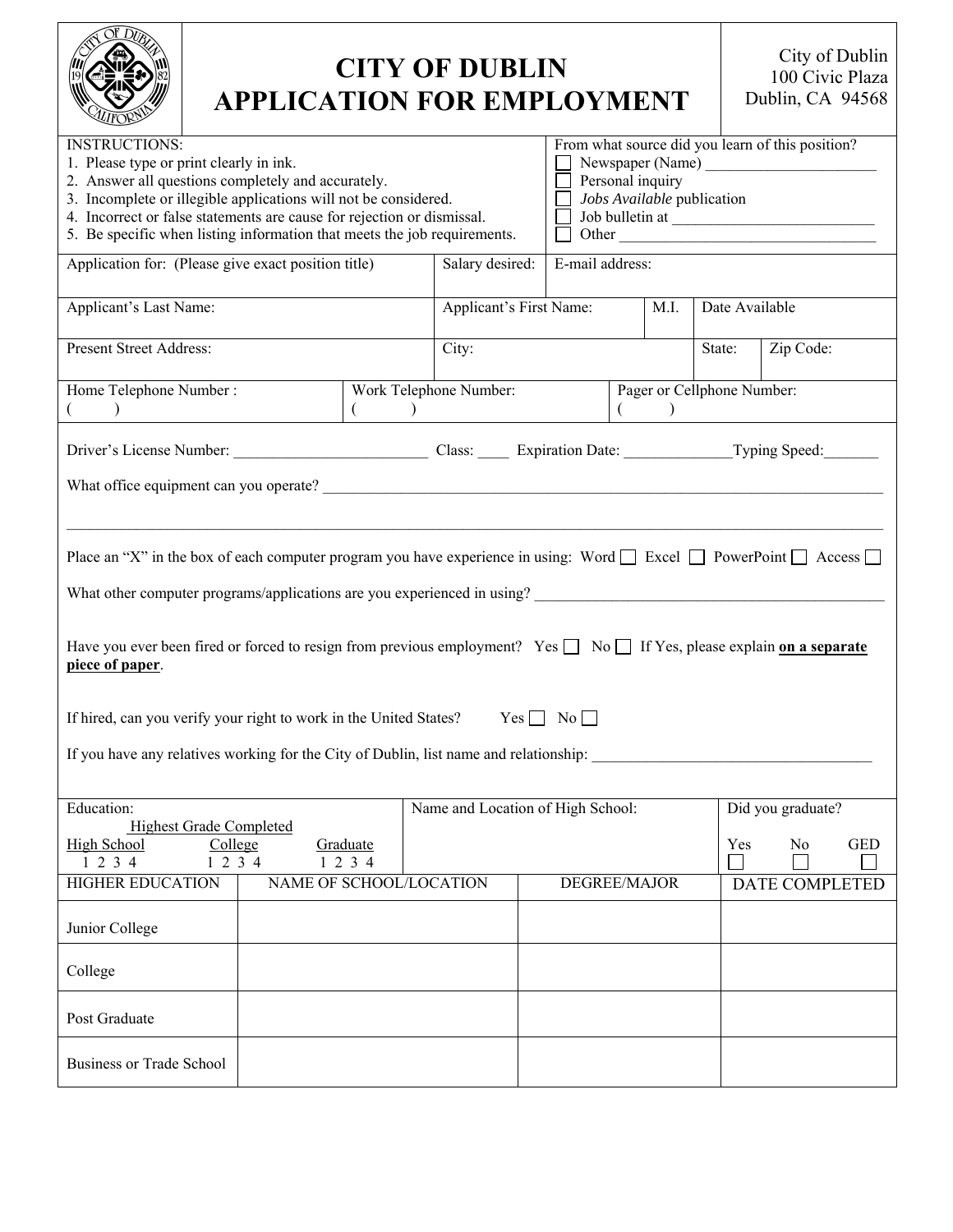# CITY OF DUBLIN APPLICATION FOR EMPLOYMENT

City of Dublin
100 Civic Plaza
Dublin, CA 94568

INSTRUCTIONS:
1. Please type or print clearly in ink.
2. Answer all questions completely and accurately.
3. Incomplete or illegible applications will not be considered.
4. Incorrect or false statements are cause for rejection or dismissal.
5. Be specific when listing information that meets the job requirements.

From what source did you learn of this position?
- ☐ Newspaper (Name) ______________________
- ☐ Personal inquiry
- ☐ *Jobs Available* publication
- ☐ Job bulletin at __________________________
- ☐ Other ________________________________

| Application for: (Please give exact position title) | Salary desired: | E-mail address: | | |
|---|---|---|---|---|
| **Applicant's Last Name:** | **Applicant's First Name:** | **M.I.** | **Date Available** | |
| **Present Street Address:** | **City:** | | **State:** | **Zip Code:** |

| Home Telephone Number : ( ) | Work Telephone Number: ( ) | Pager or Cellphone Number: ( ) |
|---|---|---|

Driver's License Number: _________________________ Class: ____ Expiration Date: ______________Typing Speed:_______

What office equipment can you operate? ________________________________________________________________________

________________________________________________________________________________________________________

Place an "X" in the box of each computer program you have experience in using: Word ☐ Excel ☐ PowerPoint ☐ Access ☐

What other computer programs/applications are you experienced in using? ______________________________________________

Have you ever been fired or forced to resign from previous employment? Yes ☐ No ☐ If Yes, please explain **on a separate piece of paper**.

If hired, can you verify your right to work in the United States? Yes ☐ No ☐

If you have any relatives working for the City of Dublin, list name and relationship: _____________________________________

| Education: Highest Grade Completed<br>High School 1 2 3 4 &nbsp;&nbsp; College 1 2 3 4 &nbsp;&nbsp; Graduate 1 2 3 4 | Name and Location of High School: | | Did you graduate?<br>Yes ☐ No ☐ GED ☐ |
|---|---|---|---|
| **HIGHER EDUCATION** | **NAME OF SCHOOL/LOCATION** | **DEGREE/MAJOR** | **DATE COMPLETED** |
| Junior College | | | |
| College | | | |
| Post Graduate | | | |
| Business or Trade School | | | |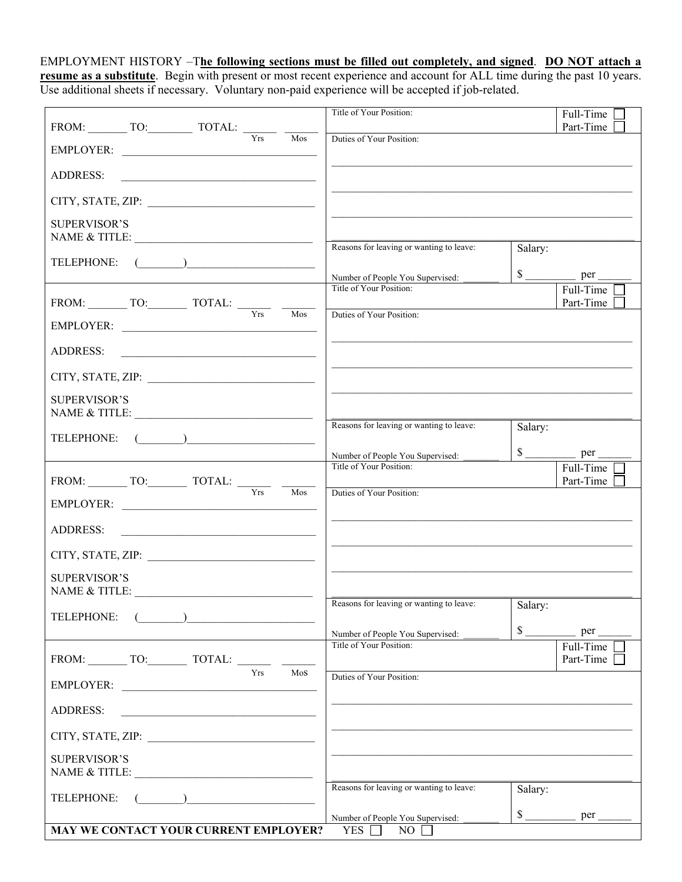EMPLOYMENT HISTORY –**<u>The following sections must be filled out completely, and signed</u>**. **<u>DO NOT attach a resume as a substitute</u>**. Begin with present or most recent experience and account for ALL time during the past 10 years. Use additional sheets if necessary. Voluntary non-paid experience will be accepted if job-related.

| | | | |
|---|---|---|---|
| FROM: _______ TO:________ TOTAL: ______ Yrs ______ Mos | Title of Your Position: | | Full-Time ☐ Part-Time ☐ |
| EMPLOYER: ____________________ ADDRESS: ____________________ CITY, STATE, ZIP: ____________________ SUPERVISOR'S NAME & TITLE: ____________________ | Duties of Your Position: | | |
| TELEPHONE: (________)____________________ | Reasons for leaving or wanting to leave: Number of People You Supervised: _______ | Salary: $ _________ per ______ | |
| FROM: _______ TO:_______ TOTAL: ______ Yrs ______ Mos | Title of Your Position: | | Full-Time ☐ Part-Time ☐ |
| EMPLOYER: ____________________ ADDRESS: ____________________ CITY, STATE, ZIP: ____________________ SUPERVISOR'S NAME & TITLE: ____________________ | Duties of Your Position: | | |
| TELEPHONE: (________)____________________ | Reasons for leaving or wanting to leave: Number of People You Supervised: _______ | Salary: $ _________ per ______ | |
| FROM: _______ TO:_______ TOTAL: ______ Yrs ______ Mos | Title of Your Position: | | Full-Time ☐ Part-Time ☐ |
| EMPLOYER: ____________________ ADDRESS: ____________________ CITY, STATE, ZIP: ____________________ SUPERVISOR'S NAME & TITLE: ____________________ | Duties of Your Position: | | |
| TELEPHONE: (________)____________________ | Reasons for leaving or wanting to leave: Number of People You Supervised: _______ | Salary: $ _________ per ______ | |
| FROM: _______ TO:_______ TOTAL: ______ Yrs ______ Mos | Title of Your Position: | | Full-Time ☐ Part-Time ☐ |
| EMPLOYER: ____________________ ADDRESS: ____________________ CITY, STATE, ZIP: ____________________ SUPERVISOR'S NAME & TITLE: ____________________ | Duties of Your Position: | | |
| TELEPHONE: (________)____________________ | Reasons for leaving or wanting to leave: Number of People You Supervised: _______ | Salary: $ _________ per ______ | |
| **MAY WE CONTACT YOUR CURRENT EMPLOYER?** | YES ☐ NO ☐ | | |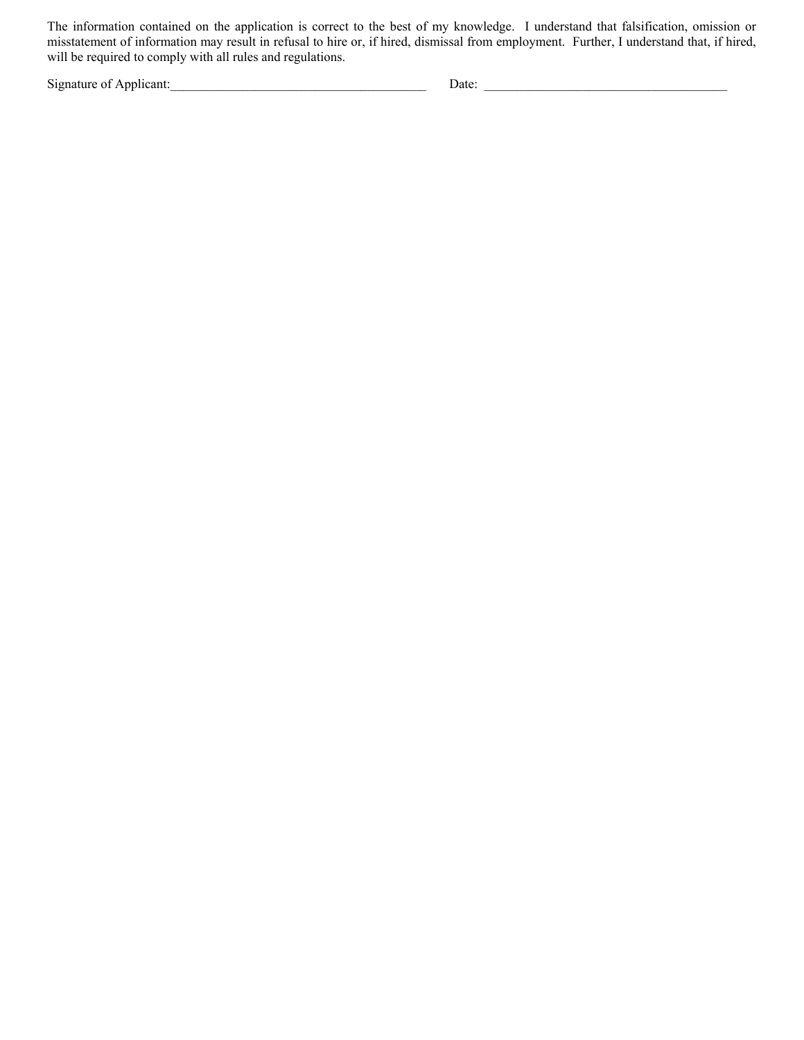The information contained on the application is correct to the best of my knowledge. I understand that falsification, omission or misstatement of information may result in refusal to hire or, if hired, dismissal from employment. Further, I understand that, if hired, will be required to comply with all rules and regulations.

Signature of Applicant:_______________________________________ Date: _____________________________________